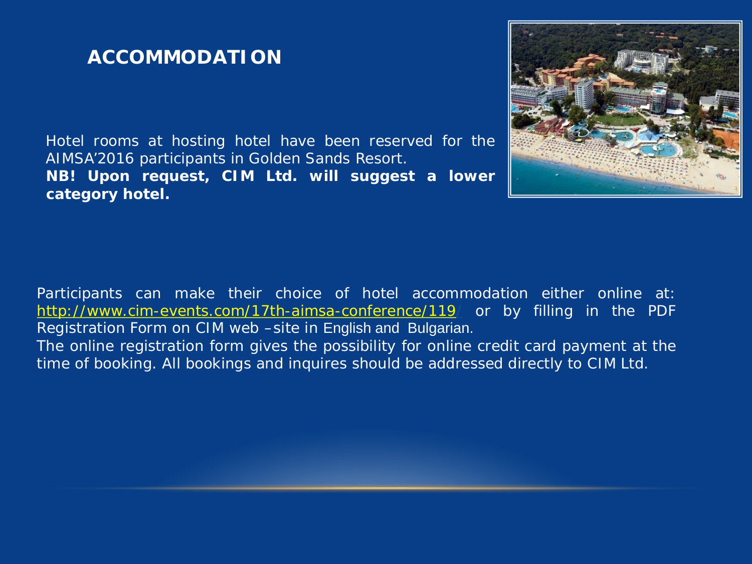# ACCOMMODATION

Hotel rooms at hosting hotel have been reserved for the AIMSA'2016 participants in Golden Sands Resort.
**NB! Upon request, CIM Ltd. will suggest a lower category hotel.**

Participants can make their choice of hotel accommodation either online at: http://www.cim-events.com/17th-aimsa-conference/119/ or by filling in the PDF Registration Form on CIM web –site in English and Bulgarian.
The online registration form gives the possibility for online credit card payment at the time of booking. All bookings and inquires should be addressed directly to CIM Ltd.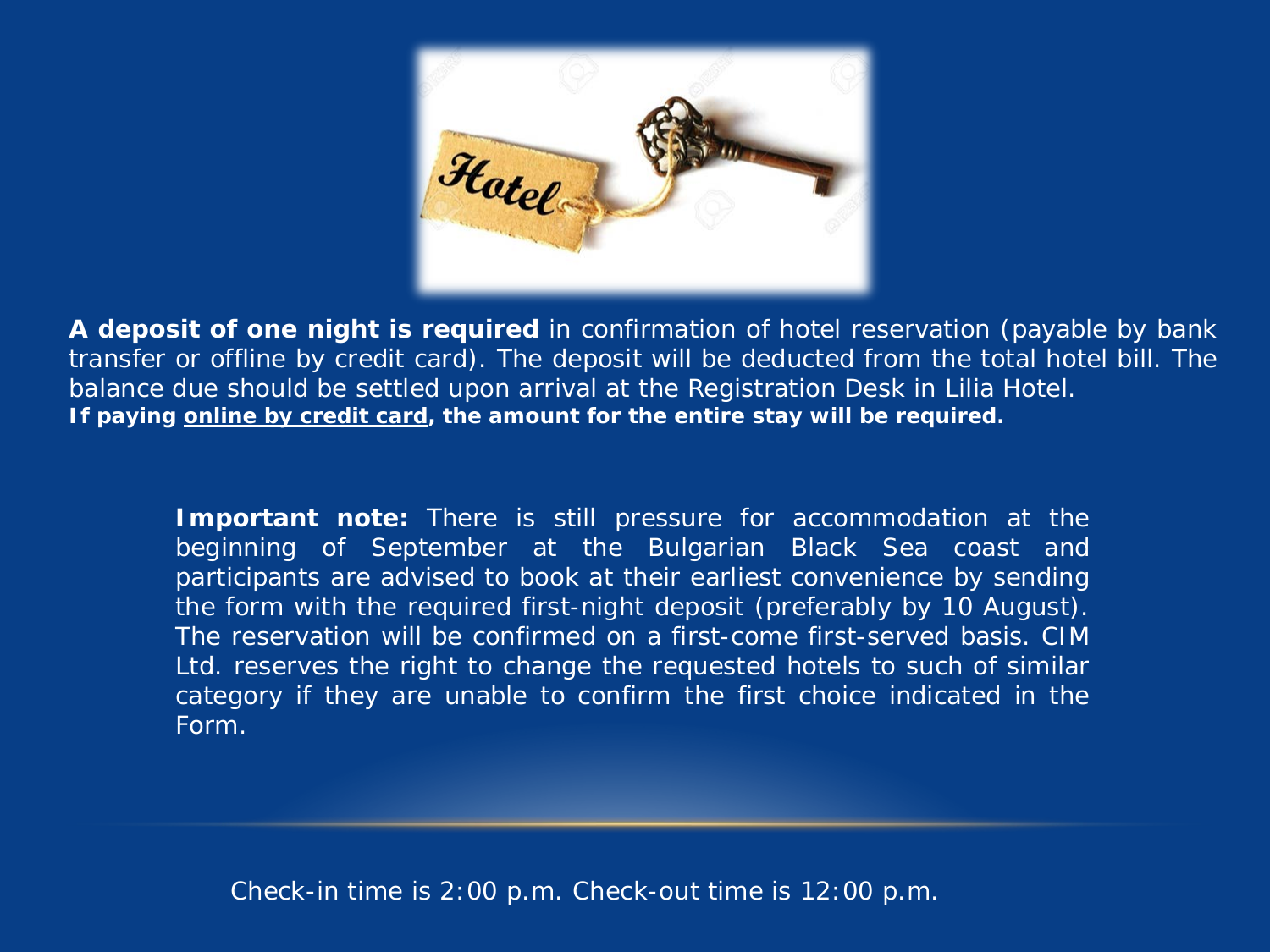**A deposit of one night is required** in confirmation of hotel reservation (payable by bank transfer or offline by credit card). The deposit will be deducted from the total hotel bill. The balance due should be settled upon arrival at the Registration Desk in Lilia Hotel.

**If paying online by credit card, the amount for the entire stay will be required.**

**Important note:** There is still pressure for accommodation at the beginning of September at the Bulgarian Black Sea coast and participants are advised to book at their earliest convenience by sending the form with the required first-night deposit (preferably by 10 August). The reservation will be confirmed on a first-come first-served basis. CIM Ltd. reserves the right to change the requested hotels to such of similar category if they are unable to confirm the first choice indicated in the Form.

Check-in time is 2:00 p.m. Check-out time is 12:00 p.m.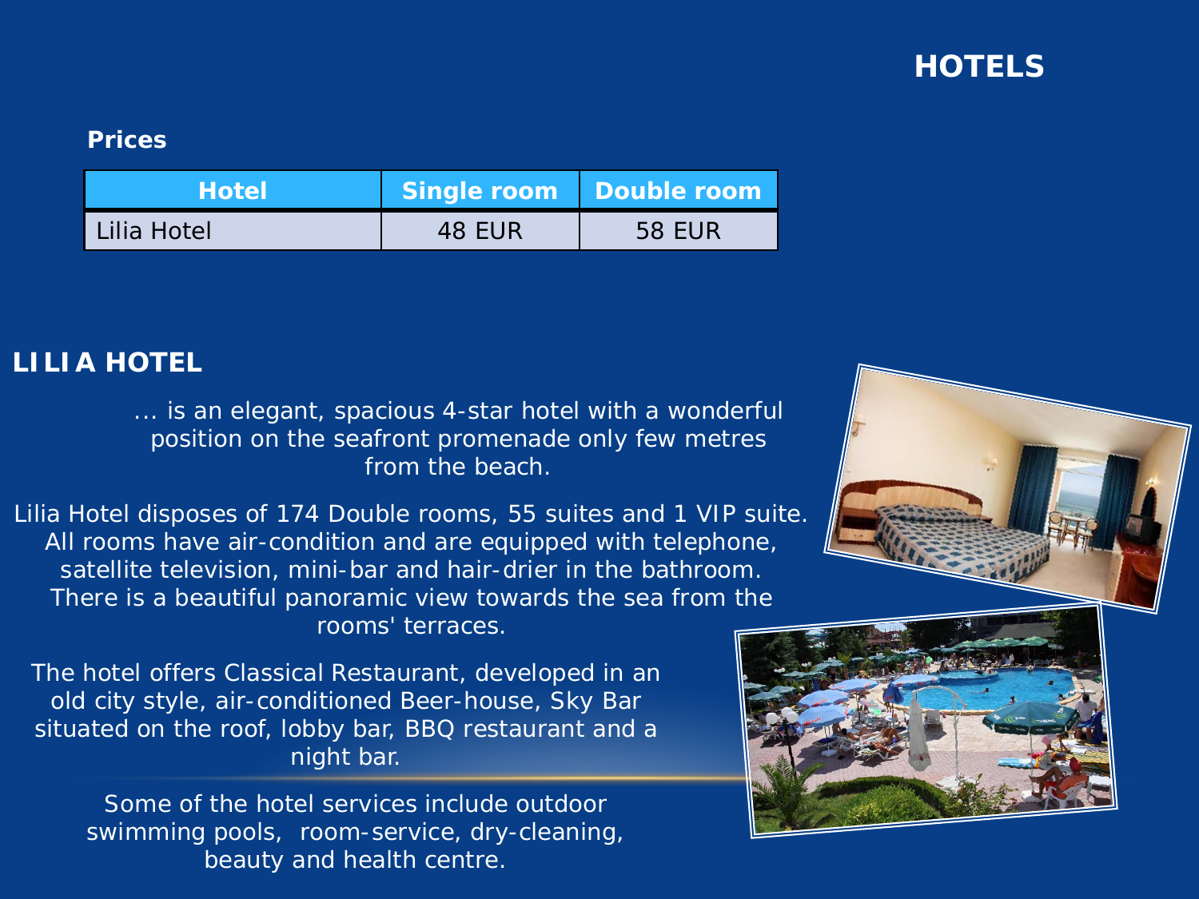# HOTELS

**Prices**

| Hotel | Single room | Double room |
| --- | --- | --- |
| Lilia Hotel | 48 EUR | 58 EUR |

## LILIA HOTEL

... is an elegant, spacious 4-star hotel with a wonderful position on the seafront promenade only few metres from the beach.

Lilia Hotel disposes of 174 Double rooms, 55 suites and 1 VIP suite. All rooms have air-condition and are equipped with telephone, satellite television, mini-bar and hair-drier in the bathroom. There is a beautiful panoramic view towards the sea from the rooms' terraces.

The hotel offers Classical Restaurant, developed in an old city style, air-conditioned Beer-house, Sky Bar situated on the roof, lobby bar, BBQ restaurant and a night bar.

Some of the hotel services include outdoor swimming pools, room-service, dry-cleaning, beauty and health centre.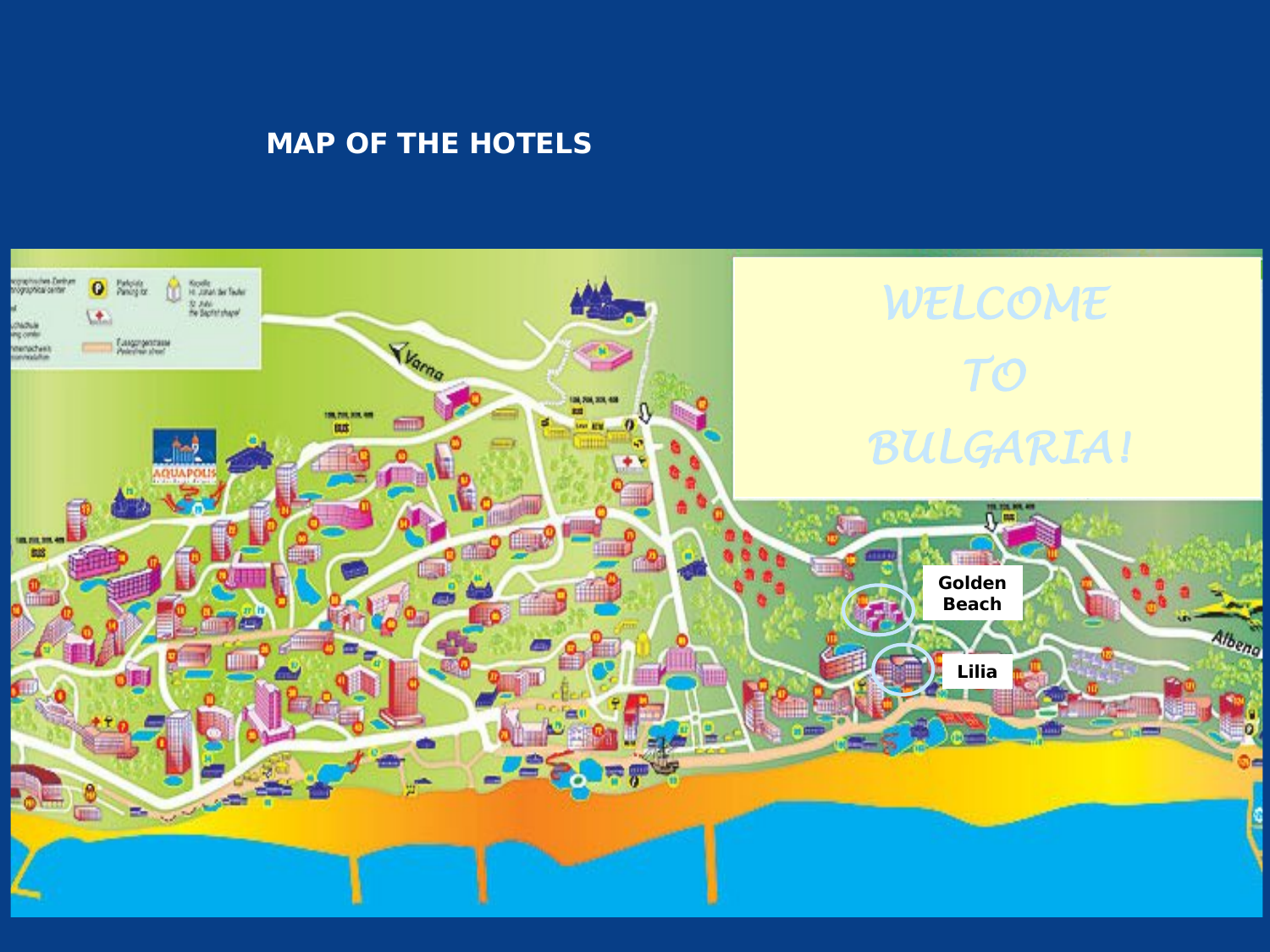# MAP OF THE HOTELS

WELCOME TO BULGARIA!

Golden Beach

Lilia